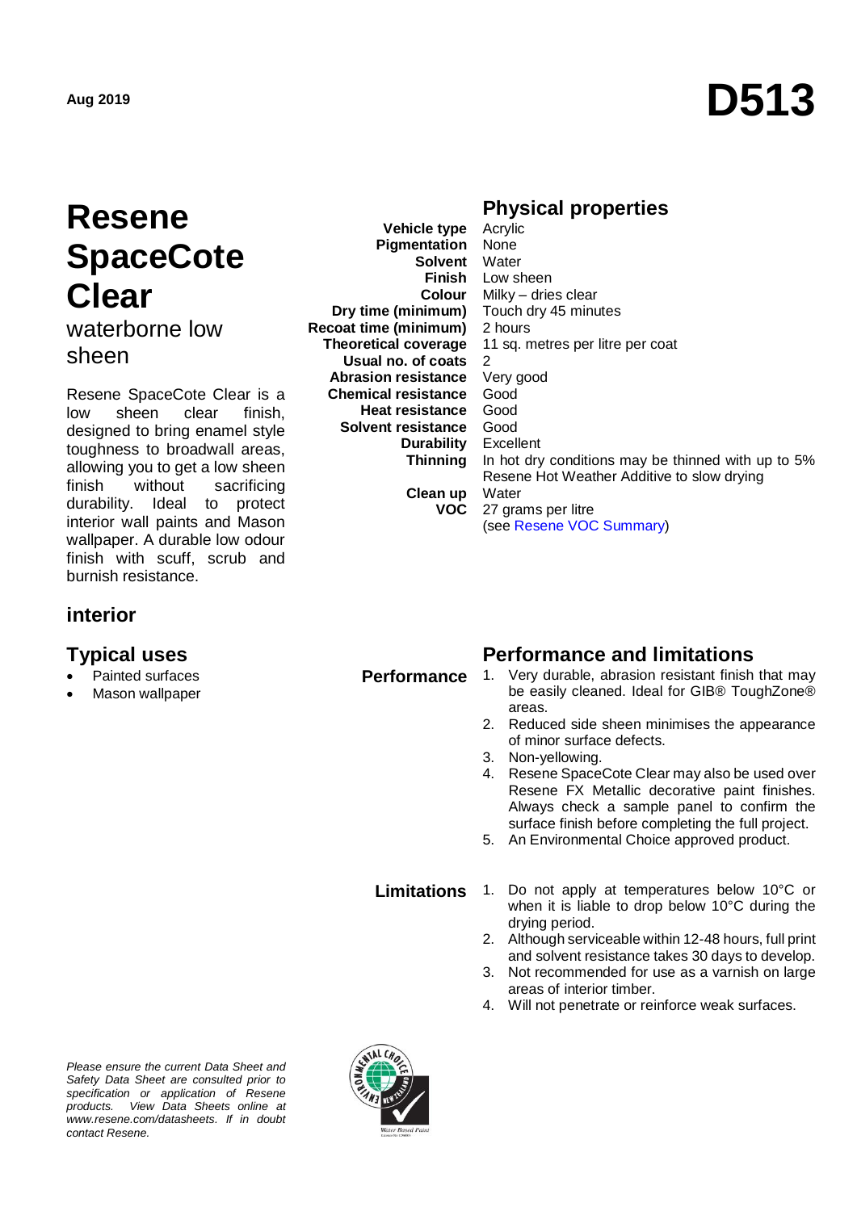Aug 2019

# D513

# Resene SpaceCote Clear

## waterborne low sheen

Resene SpaceCote Clear is a low sheen clear finish, designed to bring enamel style toughness to broadwall areas, allowing you to get a low sheen finish without sacrificing durability. Ideal to protect interior wall paints and Mason wallpaper. A durable low odour finish with scuff, scrub and burnish resistance.

## interior

## Typical uses

- Painted surfaces
- Mason wallpaper

## Physical properties

| | |
|---|---|
| **Vehicle type** | Acrylic |
| **Pigmentation** | None |
| **Solvent** | Water |
| **Finish** | Low sheen |
| **Colour** | Milky – dries clear |
| **Dry time (minimum)** | Touch dry 45 minutes |
| **Recoat time (minimum)** | 2 hours |
| **Theoretical coverage** | 11 sq. metres per litre per coat |
| **Usual no. of coats** | 2 |
| **Abrasion resistance** | Very good |
| **Chemical resistance** | Good |
| **Heat resistance** | Good |
| **Solvent resistance** | Good |
| **Durability** | Excellent |
| **Thinning** | In hot dry conditions may be thinned with up to 5% Resene Hot Weather Additive to slow drying |
| **Clean up** | Water |
| **VOC** | 27 grams per litre (see Resene VOC Summary) |

## Performance and limitations

**Performance**

1. Very durable, abrasion resistant finish that may be easily cleaned. Ideal for GIB® ToughZone® areas.
2. Reduced side sheen minimises the appearance of minor surface defects.
3. Non-yellowing.
4. Resene SpaceCote Clear may also be used over Resene FX Metallic decorative paint finishes. Always check a sample panel to confirm the surface finish before completing the full project.
5. An Environmental Choice approved product.

**Limitations**

1. Do not apply at temperatures below 10°C or when it is liable to drop below 10°C during the drying period.
2. Although serviceable within 12-48 hours, full print and solvent resistance takes 30 days to develop.
3. Not recommended for use as a varnish on large areas of interior timber.
4. Will not penetrate or reinforce weak surfaces.

*Please ensure the current Data Sheet and Safety Data Sheet are consulted prior to specification or application of Resene products. View Data Sheets online at www.resene.com/datasheets. If in doubt contact Resene.*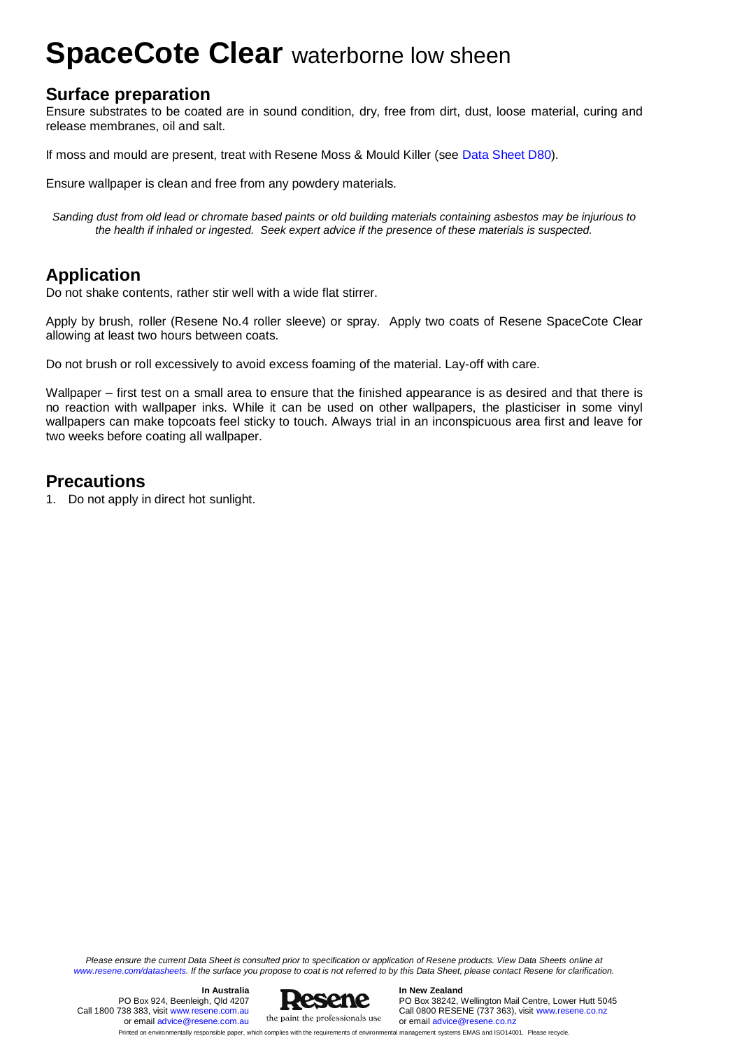# SpaceCote Clear waterborne low sheen

## Surface preparation

Ensure substrates to be coated are in sound condition, dry, free from dirt, dust, loose material, curing and release membranes, oil and salt.

If moss and mould are present, treat with Resene Moss & Mould Killer (see Data Sheet D80).

Ensure wallpaper is clean and free from any powdery materials.

*Sanding dust from old lead or chromate based paints or old building materials containing asbestos may be injurious to the health if inhaled or ingested. Seek expert advice if the presence of these materials is suspected.*

## Application

Do not shake contents, rather stir well with a wide flat stirrer.

Apply by brush, roller (Resene No.4 roller sleeve) or spray. Apply two coats of Resene SpaceCote Clear allowing at least two hours between coats.

Do not brush or roll excessively to avoid excess foaming of the material. Lay-off with care.

Wallpaper – first test on a small area to ensure that the finished appearance is as desired and that there is no reaction with wallpaper inks. While it can be used on other wallpapers, the plasticiser in some vinyl wallpapers can make topcoats feel sticky to touch. Always trial in an inconspicuous area first and leave for two weeks before coating all wallpaper.

## Precautions

1. Do not apply in direct hot sunlight.

*Please ensure the current Data Sheet is consulted prior to specification or application of Resene products. View Data Sheets online at www.resene.com/datasheets. If the surface you propose to coat is not referred to by this Data Sheet, please contact Resene for clarification.*

**In Australia**
PO Box 924, Beenleigh, Qld 4207
Call 1800 738 383, visit www.resene.com.au
or email advice@resene.com.au

Resene
the paint the professionals use

**In New Zealand**
PO Box 38242, Wellington Mail Centre, Lower Hutt 5045
Call 0800 RESENE (737 363), visit www.resene.co.nz
or email advice@resene.co.nz

Printed on environmentally responsible paper, which complies with the requirements of environmental management systems EMAS and ISO14001. Please recycle.